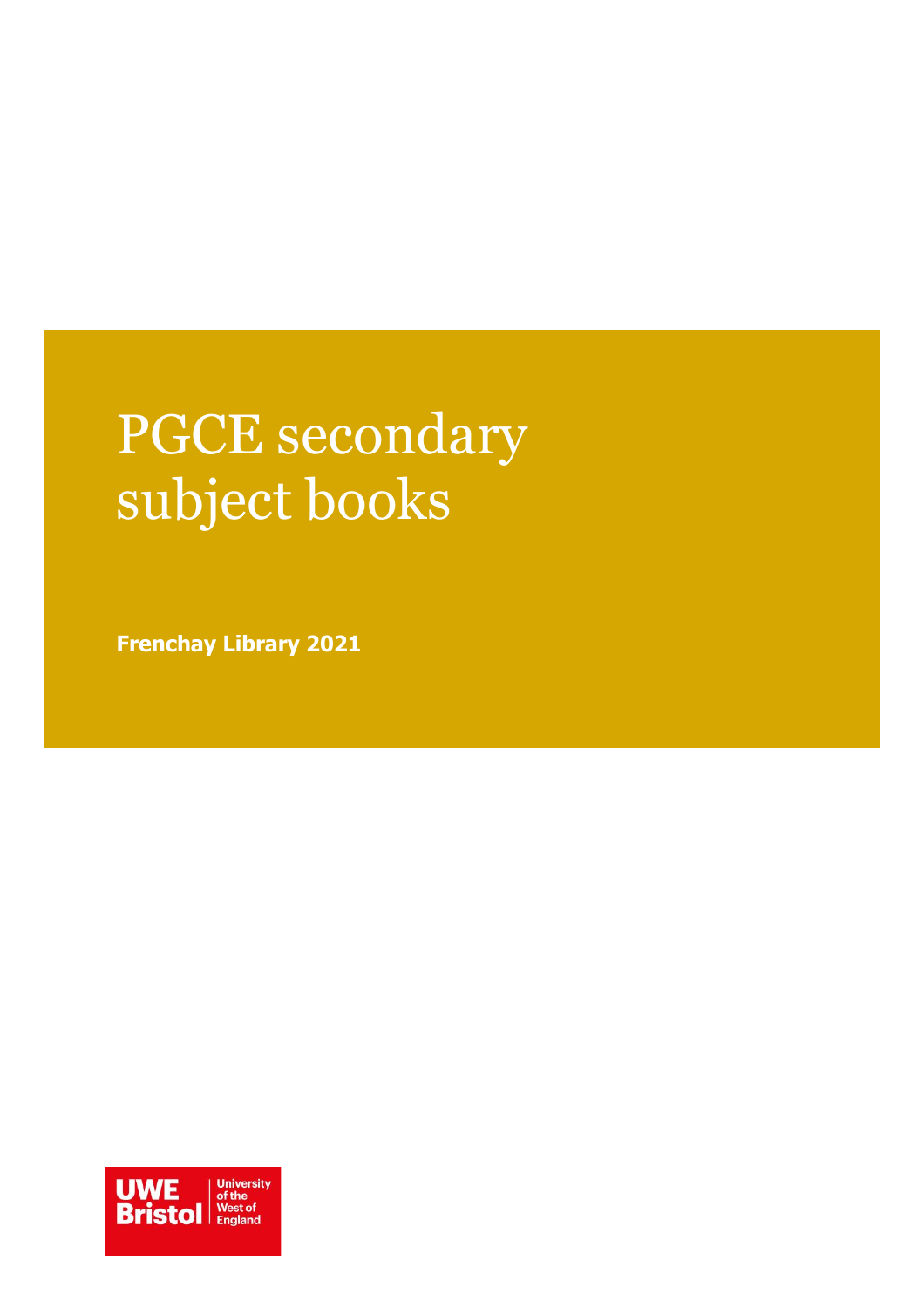# PGCE secondary subject books

**Frenchay Library 2021**

UWE Bristol University of the West of England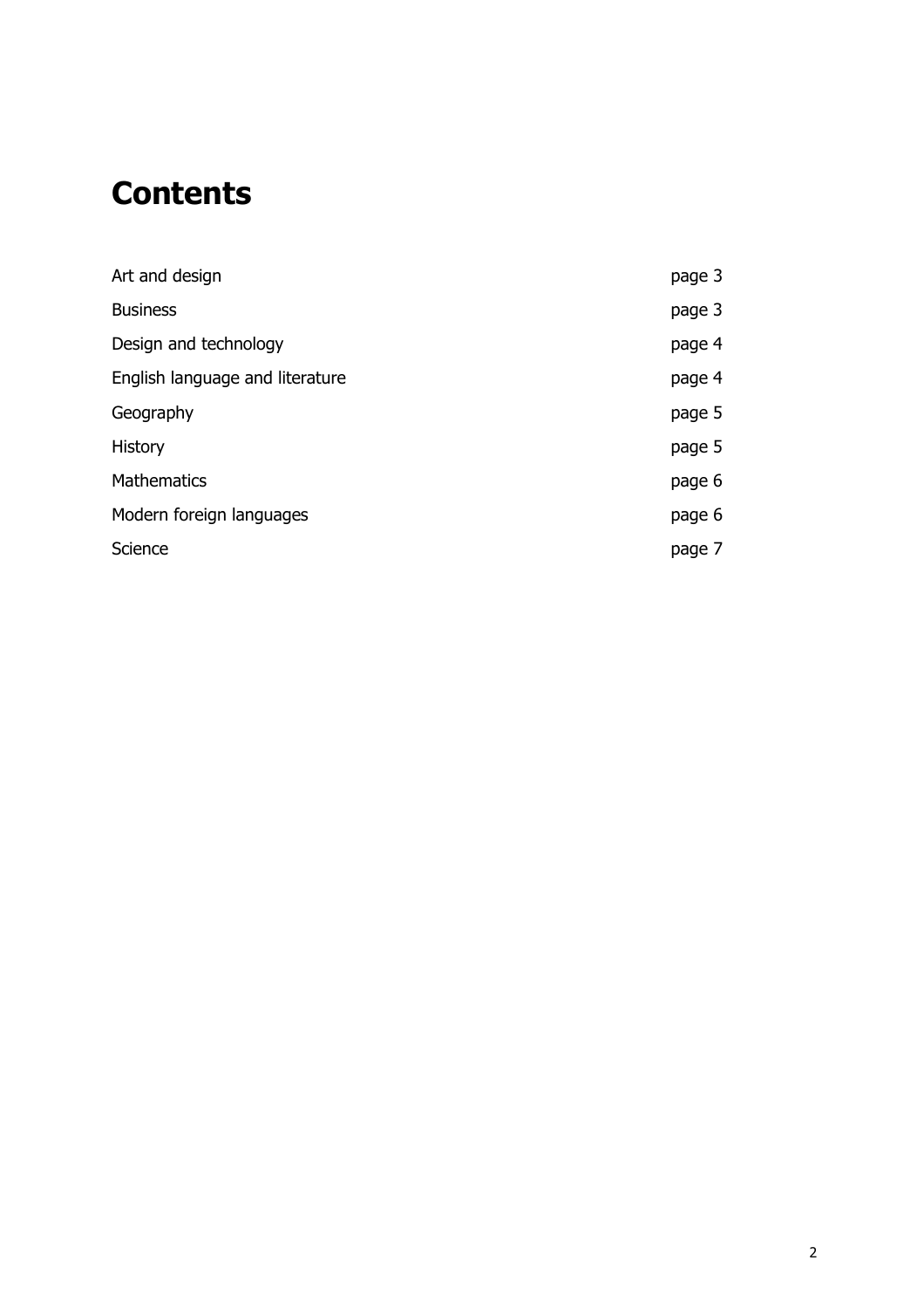# Contents

| | |
|---|---|
| Art and design | page 3 |
| Business | page 3 |
| Design and technology | page 4 |
| English language and literature | page 4 |
| Geography | page 5 |
| History | page 5 |
| Mathematics | page 6 |
| Modern foreign languages | page 6 |
| Science | page 7 |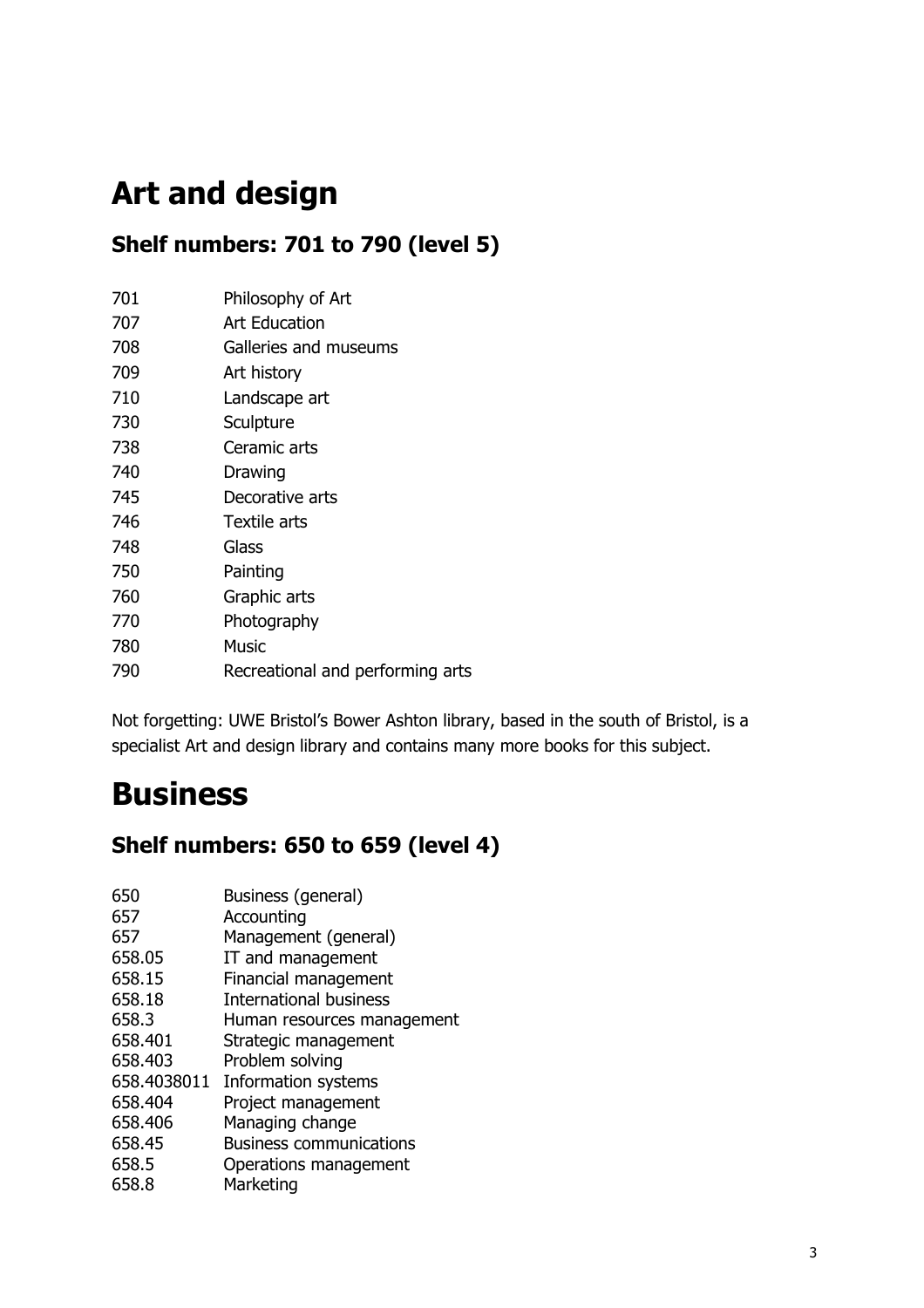# Art and design

## Shelf numbers: 701 to 790 (level 5)

| | |
|---|---|
| 701 | Philosophy of Art |
| 707 | Art Education |
| 708 | Galleries and museums |
| 709 | Art history |
| 710 | Landscape art |
| 730 | Sculpture |
| 738 | Ceramic arts |
| 740 | Drawing |
| 745 | Decorative arts |
| 746 | Textile arts |
| 748 | Glass |
| 750 | Painting |
| 760 | Graphic arts |
| 770 | Photography |
| 780 | Music |
| 790 | Recreational and performing arts |

Not forgetting: UWE Bristol's Bower Ashton library, based in the south of Bristol, is a specialist Art and design library and contains many more books for this subject.

# Business

## Shelf numbers: 650 to 659 (level 4)

| | |
|---|---|
| 650 | Business (general) |
| 657 | Accounting |
| 657 | Management (general) |
| 658.05 | IT and management |
| 658.15 | Financial management |
| 658.18 | International business |
| 658.3 | Human resources management |
| 658.401 | Strategic management |
| 658.403 | Problem solving |
| 658.4038011 | Information systems |
| 658.404 | Project management |
| 658.406 | Managing change |
| 658.45 | Business communications |
| 658.5 | Operations management |
| 658.8 | Marketing |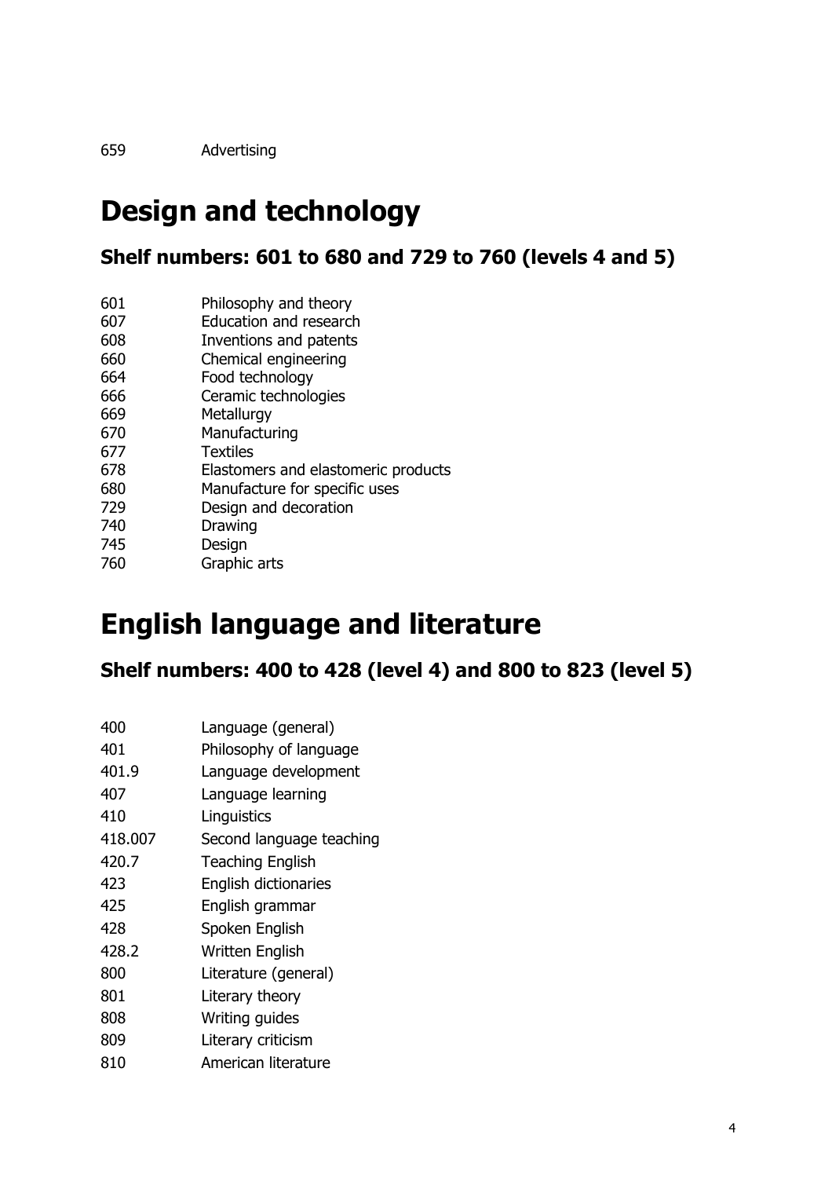659 Advertising

# Design and technology

## Shelf numbers: 601 to 680 and 729 to 760 (levels 4 and 5)

| | |
|---|---|
| 601 | Philosophy and theory |
| 607 | Education and research |
| 608 | Inventions and patents |
| 660 | Chemical engineering |
| 664 | Food technology |
| 666 | Ceramic technologies |
| 669 | Metallurgy |
| 670 | Manufacturing |
| 677 | Textiles |
| 678 | Elastomers and elastomeric products |
| 680 | Manufacture for specific uses |
| 729 | Design and decoration |
| 740 | Drawing |
| 745 | Design |
| 760 | Graphic arts |

# English language and literature

## Shelf numbers: 400 to 428 (level 4) and 800 to 823 (level 5)

| | |
|---|---|
| 400 | Language (general) |
| 401 | Philosophy of language |
| 401.9 | Language development |
| 407 | Language learning |
| 410 | Linguistics |
| 418.007 | Second language teaching |
| 420.7 | Teaching English |
| 423 | English dictionaries |
| 425 | English grammar |
| 428 | Spoken English |
| 428.2 | Written English |
| 800 | Literature (general) |
| 801 | Literary theory |
| 808 | Writing guides |
| 809 | Literary criticism |
| 810 | American literature |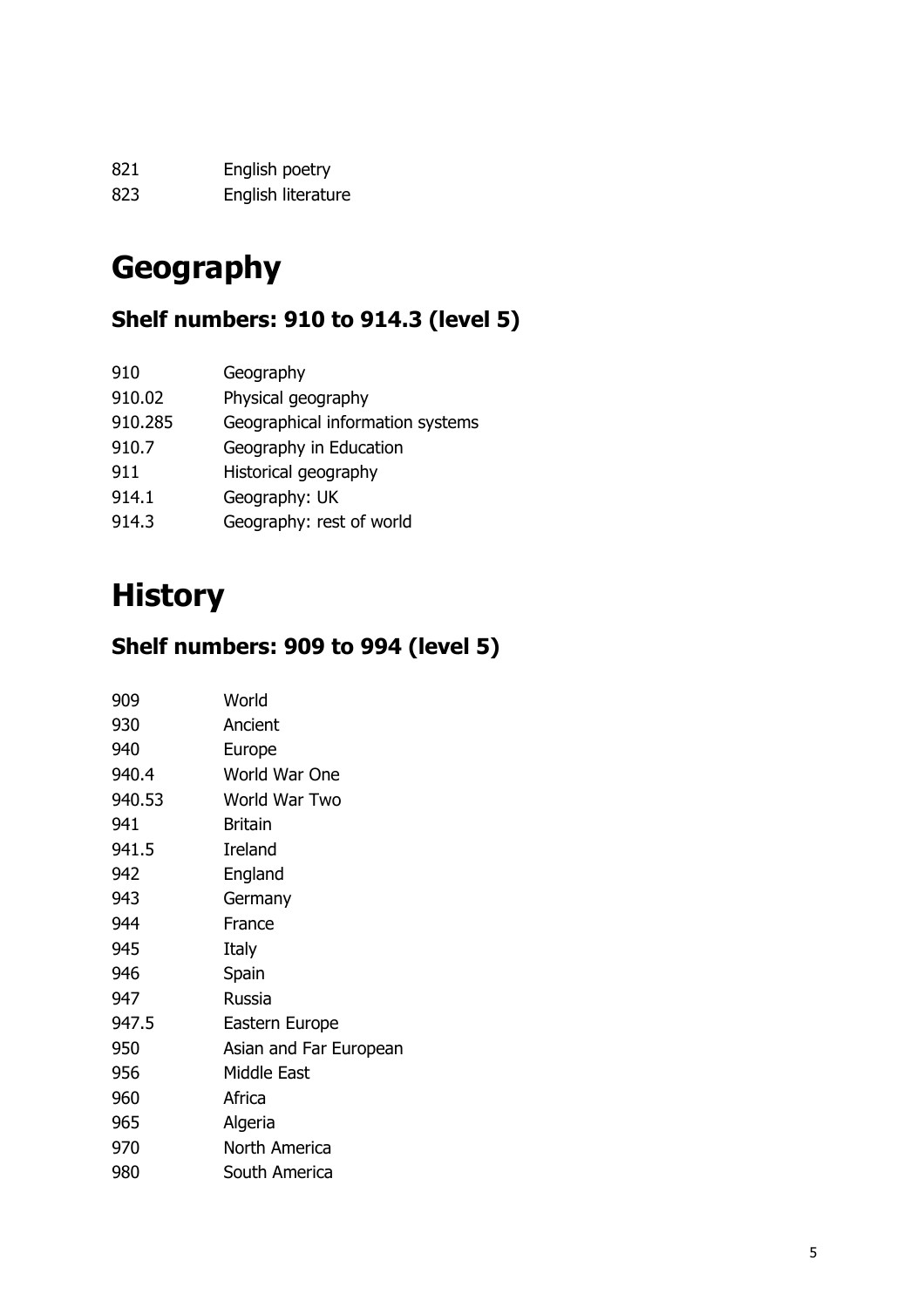| | |
|---|---|
| 821 | English poetry |
| 823 | English literature |

# Geography

## Shelf numbers: 910 to 914.3 (level 5)

| | |
|---|---|
| 910 | Geography |
| 910.02 | Physical geography |
| 910.285 | Geographical information systems |
| 910.7 | Geography in Education |
| 911 | Historical geography |
| 914.1 | Geography: UK |
| 914.3 | Geography: rest of world |

# History

## Shelf numbers: 909 to 994 (level 5)

| | |
|---|---|
| 909 | World |
| 930 | Ancient |
| 940 | Europe |
| 940.4 | World War One |
| 940.53 | World War Two |
| 941 | Britain |
| 941.5 | Ireland |
| 942 | England |
| 943 | Germany |
| 944 | France |
| 945 | Italy |
| 946 | Spain |
| 947 | Russia |
| 947.5 | Eastern Europe |
| 950 | Asian and Far European |
| 956 | Middle East |
| 960 | Africa |
| 965 | Algeria |
| 970 | North America |
| 980 | South America |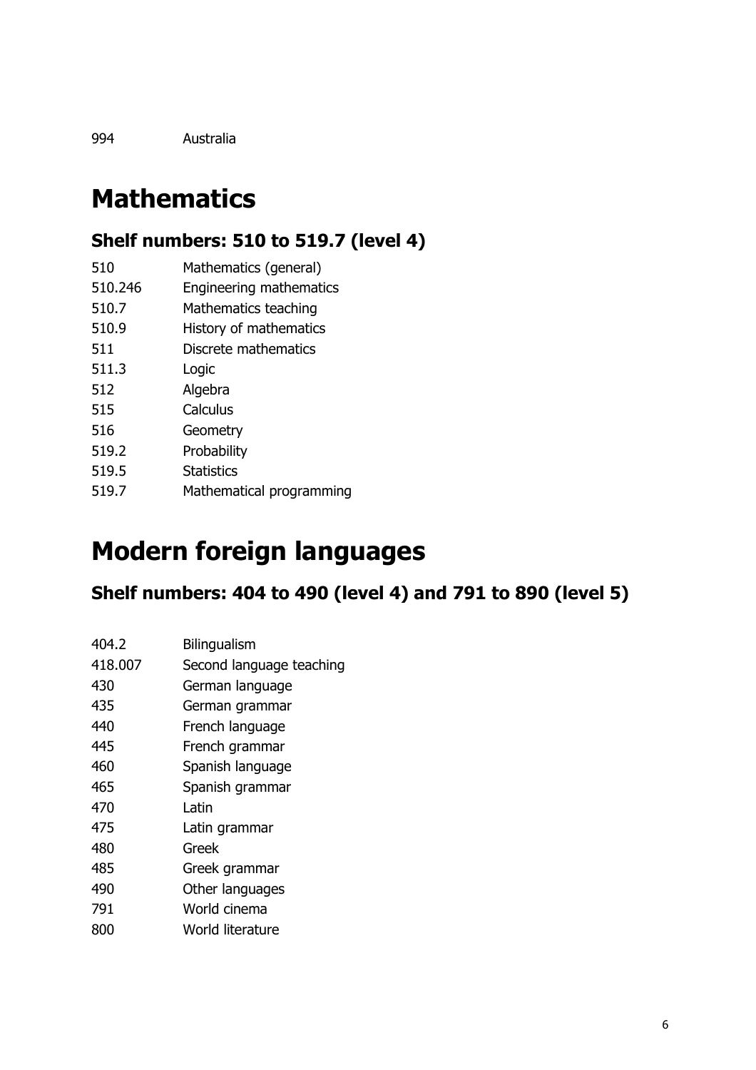| | |
|---|---|
| 994 | Australia |

# Mathematics

## Shelf numbers: 510 to 519.7 (level 4)

| | |
|---|---|
| 510 | Mathematics (general) |
| 510.246 | Engineering mathematics |
| 510.7 | Mathematics teaching |
| 510.9 | History of mathematics |
| 511 | Discrete mathematics |
| 511.3 | Logic |
| 512 | Algebra |
| 515 | Calculus |
| 516 | Geometry |
| 519.2 | Probability |
| 519.5 | Statistics |
| 519.7 | Mathematical programming |

# Modern foreign languages

## Shelf numbers: 404 to 490 (level 4) and 791 to 890 (level 5)

| | |
|---|---|
| 404.2 | Bilingualism |
| 418.007 | Second language teaching |
| 430 | German language |
| 435 | German grammar |
| 440 | French language |
| 445 | French grammar |
| 460 | Spanish language |
| 465 | Spanish grammar |
| 470 | Latin |
| 475 | Latin grammar |
| 480 | Greek |
| 485 | Greek grammar |
| 490 | Other languages |
| 791 | World cinema |
| 800 | World literature |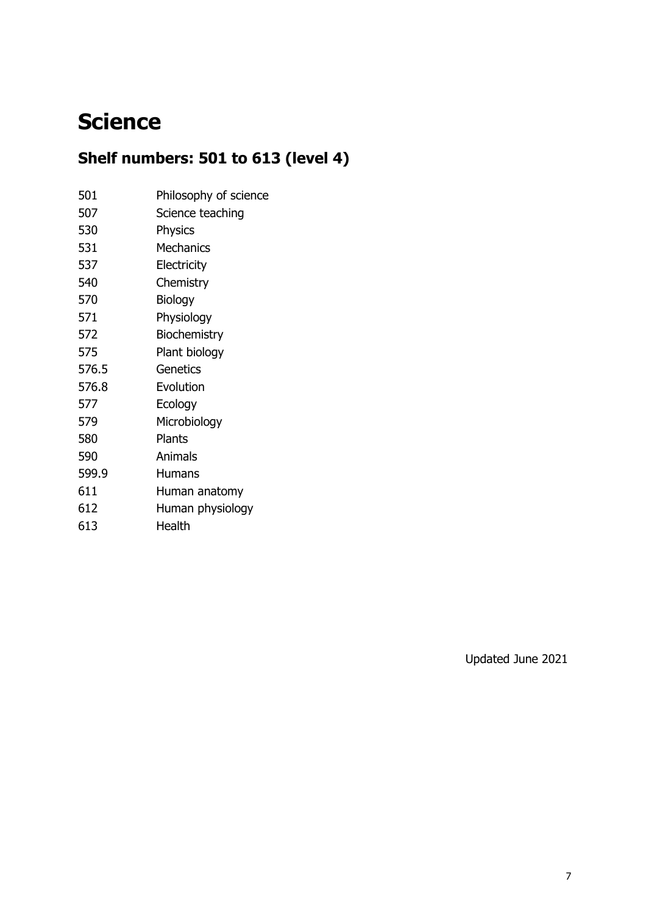# Science

## Shelf numbers: 501 to 613 (level 4)

| | |
|---|---|
| 501 | Philosophy of science |
| 507 | Science teaching |
| 530 | Physics |
| 531 | Mechanics |
| 537 | Electricity |
| 540 | Chemistry |
| 570 | Biology |
| 571 | Physiology |
| 572 | Biochemistry |
| 575 | Plant biology |
| 576.5 | Genetics |
| 576.8 | Evolution |
| 577 | Ecology |
| 579 | Microbiology |
| 580 | Plants |
| 590 | Animals |
| 599.9 | Humans |
| 611 | Human anatomy |
| 612 | Human physiology |
| 613 | Health |

Updated June 2021